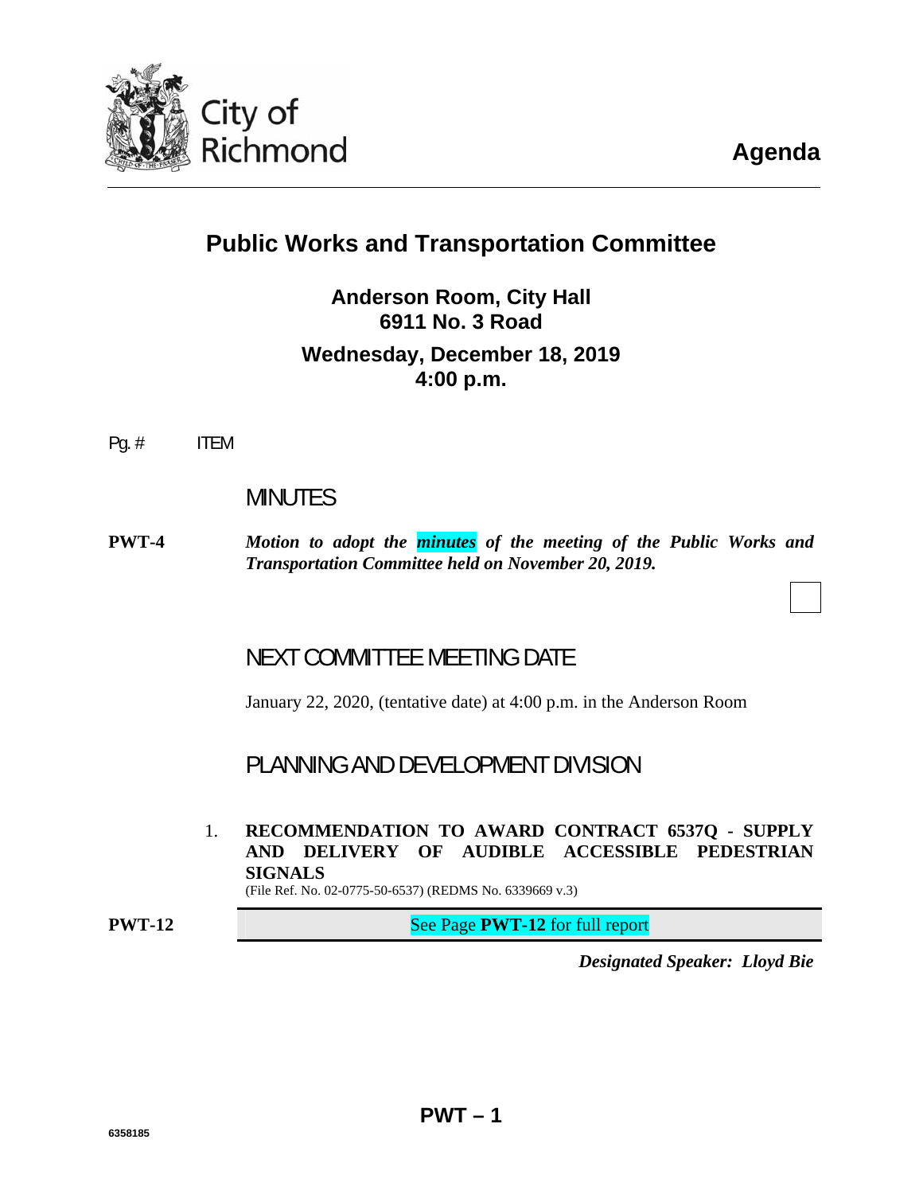City of Richmond

# Agenda

## Public Works and Transportation Committee

### Anderson Room, City Hall
### 6911 No. 3 Road
### Wednesday, December 18, 2019
### 4:00 p.m.

Pg. # ITEM

## MINUTES

**PWT-4** ***Motion to adopt the minutes of the meeting of the Public Works and Transportation Committee held on November 20, 2019.***

## NEXT COMMITTEE MEETING DATE

January 22, 2020, (tentative date) at 4:00 p.m. in the Anderson Room

## PLANNING AND DEVELOPMENT DIVISION

1. **RECOMMENDATION TO AWARD CONTRACT 6537Q - SUPPLY AND DELIVERY OF AUDIBLE ACCESSIBLE PEDESTRIAN SIGNALS**
   (File Ref. No. 02-0775-50-6537) (REDMS No. 6339669 v.3)

**PWT-12** See Page **PWT-12** for full report

***Designated Speaker: Lloyd Bie***

6358185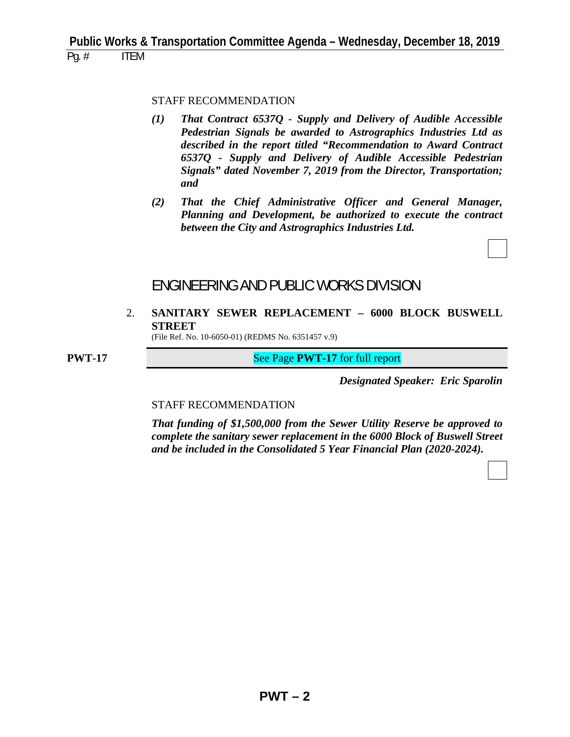STAFF RECOMMENDATION

***(1) That Contract 6537Q - Supply and Delivery of Audible Accessible Pedestrian Signals be awarded to Astrographics Industries Ltd as described in the report titled "Recommendation to Award Contract 6537Q - Supply and Delivery of Audible Accessible Pedestrian Signals" dated November 7, 2019 from the Director, Transportation; and***

***(2) That the Chief Administrative Officer and General Manager, Planning and Development, be authorized to execute the contract between the City and Astrographics Industries Ltd.***

## ENGINEERING AND PUBLIC WORKS DIVISION

2. **SANITARY SEWER REPLACEMENT – 6000 BLOCK BUSWELL STREET**
(File Ref. No. 10-6050-01) (REDMS No. 6351457 v.9)

**PWT-17** See Page **PWT-17** for full report

***Designated Speaker: Eric Sparolin***

STAFF RECOMMENDATION

***That funding of $1,500,000 from the Sewer Utility Reserve be approved to complete the sanitary sewer replacement in the 6000 Block of Buswell Street and be included in the Consolidated 5 Year Financial Plan (2020-2024).***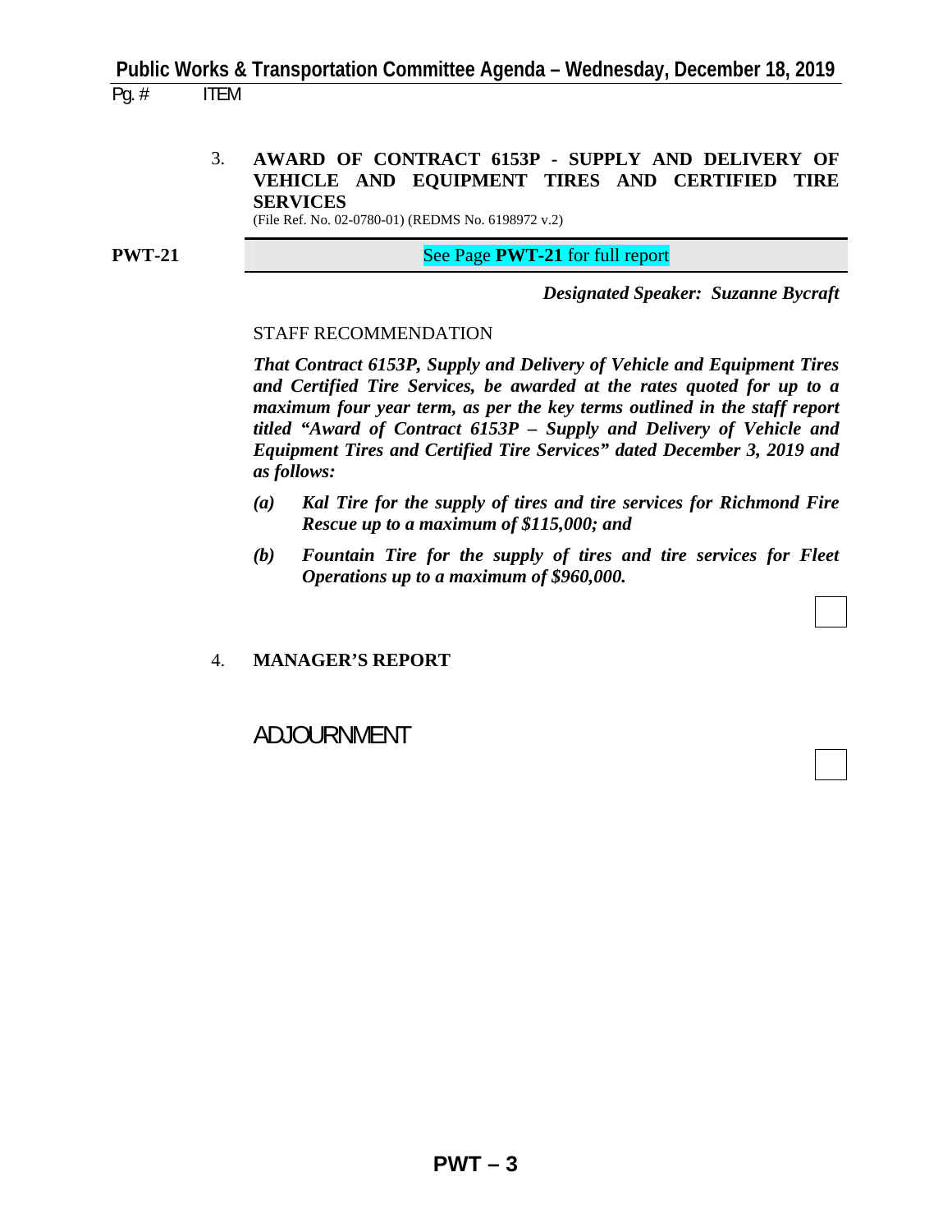Pg. # ITEM

3. **AWARD OF CONTRACT 6153P - SUPPLY AND DELIVERY OF VEHICLE AND EQUIPMENT TIRES AND CERTIFIED TIRE SERVICES**
(File Ref. No. 02-0780-01) (REDMS No. 6198972 v.2)

**PWT-21** See Page **PWT-21** for full report

***Designated Speaker: Suzanne Bycraft***

STAFF RECOMMENDATION

***That Contract 6153P, Supply and Delivery of Vehicle and Equipment Tires and Certified Tire Services, be awarded at the rates quoted for up to a maximum four year term, as per the key terms outlined in the staff report titled "Award of Contract 6153P – Supply and Delivery of Vehicle and Equipment Tires and Certified Tire Services" dated December 3, 2019 and as follows:***

***(a) Kal Tire for the supply of tires and tire services for Richmond Fire Rescue up to a maximum of $115,000; and***

***(b) Fountain Tire for the supply of tires and tire services for Fleet Operations up to a maximum of $960,000.***

4. **MANAGER'S REPORT**

ADJOURNMENT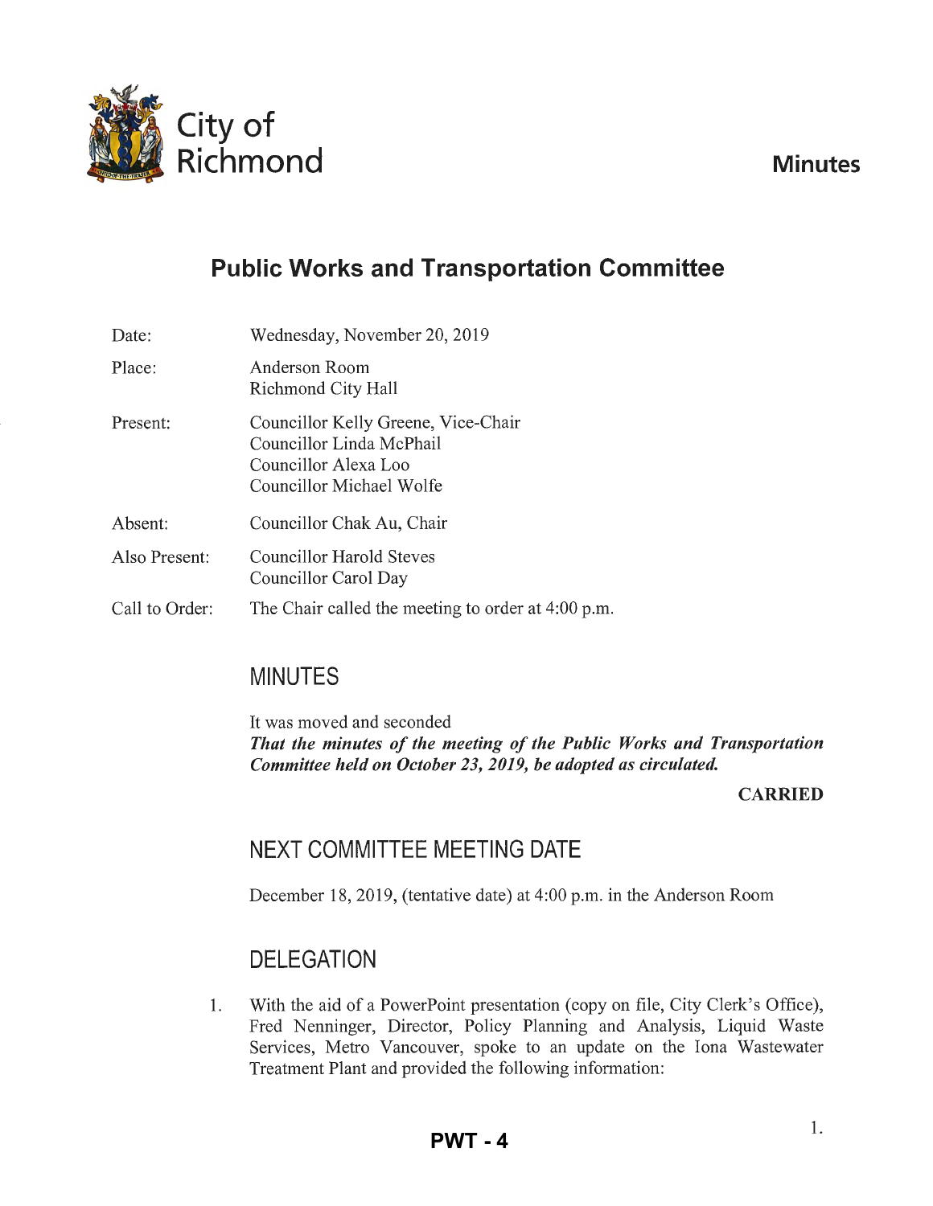City of Richmond

**Minutes**

# Public Works and Transportation Committee

| | |
|---|---|
| Date: | Wednesday, November 20, 2019 |
| Place: | Anderson Room<br>Richmond City Hall |
| Present: | Councillor Kelly Greene, Vice-Chair<br>Councillor Linda McPhail<br>Councillor Alexa Loo<br>Councillor Michael Wolfe |
| Absent: | Councillor Chak Au, Chair |
| Also Present: | Councillor Harold Steves<br>Councillor Carol Day |
| Call to Order: | The Chair called the meeting to order at 4:00 p.m. |

## MINUTES

It was moved and seconded
***That the minutes of the meeting of the Public Works and Transportation Committee held on October 23, 2019, be adopted as circulated.***

**CARRIED**

## NEXT COMMITTEE MEETING DATE

December 18, 2019, (tentative date) at 4:00 p.m. in the Anderson Room

## DELEGATION

1. With the aid of a PowerPoint presentation (copy on file, City Clerk's Office), Fred Nenninger, Director, Policy Planning and Analysis, Liquid Waste Services, Metro Vancouver, spoke to an update on the Iona Wastewater Treatment Plant and provided the following information: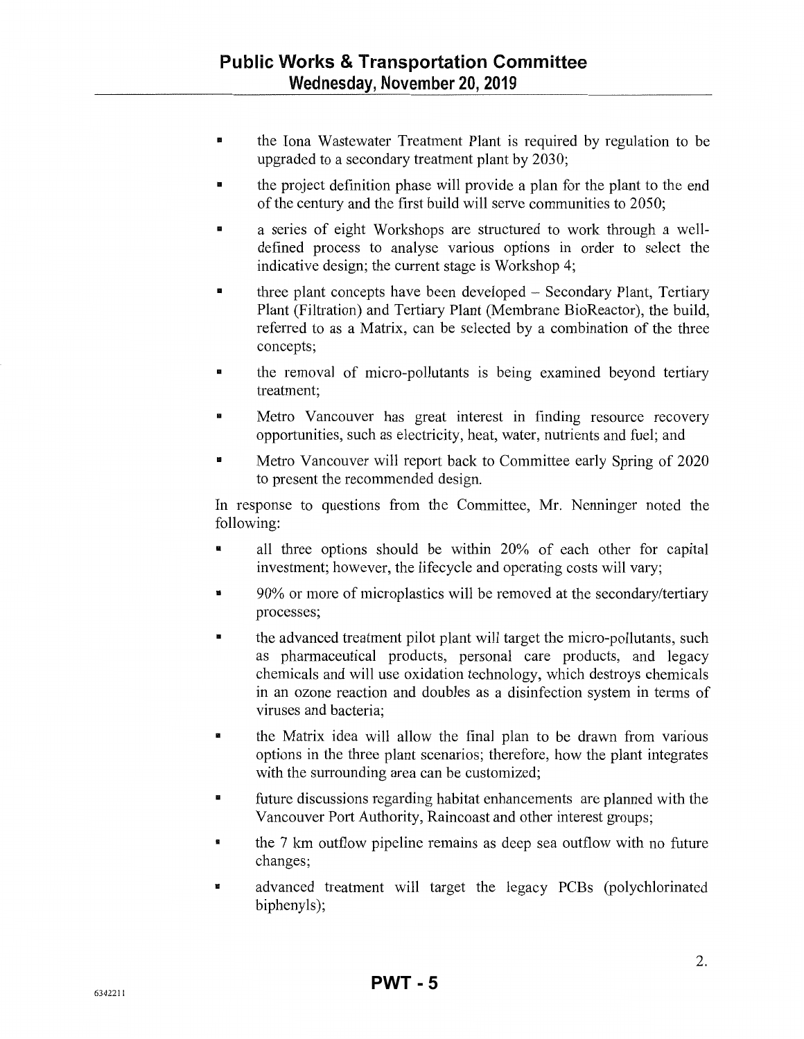- the Iona Wastewater Treatment Plant is required by regulation to be upgraded to a secondary treatment plant by 2030;
- the project definition phase will provide a plan for the plant to the end of the century and the first build will serve communities to 2050;
- a series of eight Workshops are structured to work through a well-defined process to analyse various options in order to select the indicative design; the current stage is Workshop 4;
- three plant concepts have been developed – Secondary Plant, Tertiary Plant (Filtration) and Tertiary Plant (Membrane BioReactor), the build, referred to as a Matrix, can be selected by a combination of the three concepts;
- the removal of micro-pollutants is being examined beyond tertiary treatment;
- Metro Vancouver has great interest in finding resource recovery opportunities, such as electricity, heat, water, nutrients and fuel; and
- Metro Vancouver will report back to Committee early Spring of 2020 to present the recommended design.

In response to questions from the Committee, Mr. Nenninger noted the following:

- all three options should be within 20% of each other for capital investment; however, the lifecycle and operating costs will vary;
- 90% or more of microplastics will be removed at the secondary/tertiary processes;
- the advanced treatment pilot plant will target the micro-pollutants, such as pharmaceutical products, personal care products, and legacy chemicals and will use oxidation technology, which destroys chemicals in an ozone reaction and doubles as a disinfection system in terms of viruses and bacteria;
- the Matrix idea will allow the final plan to be drawn from various options in the three plant scenarios; therefore, how the plant integrates with the surrounding area can be customized;
- future discussions regarding habitat enhancements are planned with the Vancouver Port Authority, Raincoast and other interest groups;
- the 7 km outflow pipeline remains as deep sea outflow with no future changes;
- advanced treatment will target the legacy PCBs (polychlorinated biphenyls);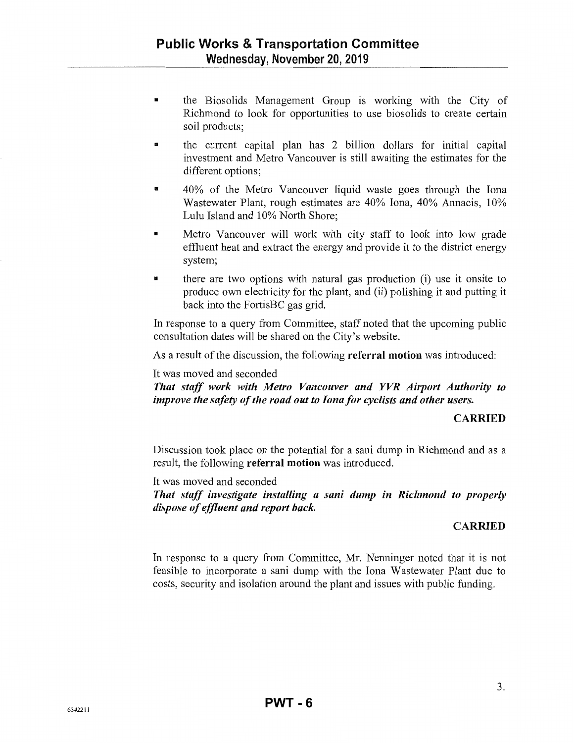- the Biosolids Management Group is working with the City of Richmond to look for opportunities to use biosolids to create certain soil products;
- the current capital plan has 2 billion dollars for initial capital investment and Metro Vancouver is still awaiting the estimates for the different options;
- 40% of the Metro Vancouver liquid waste goes through the Iona Wastewater Plant, rough estimates are 40% Iona, 40% Annacis, 10% Lulu Island and 10% North Shore;
- Metro Vancouver will work with city staff to look into low grade effluent heat and extract the energy and provide it to the district energy system;
- there are two options with natural gas production (i) use it onsite to produce own electricity for the plant, and (ii) polishing it and putting it back into the FortisBC gas grid.

In response to a query from Committee, staff noted that the upcoming public consultation dates will be shared on the City's website.

As a result of the discussion, the following **referral motion** was introduced:

It was moved and seconded

***That staff work with Metro Vancouver and YVR Airport Authority to improve the safety of the road out to Iona for cyclists and other users.***

**CARRIED**

Discussion took place on the potential for a sani dump in Richmond and as a result, the following **referral motion** was introduced.

It was moved and seconded

***That staff investigate installing a sani dump in Richmond to properly dispose of effluent and report back.***

**CARRIED**

In response to a query from Committee, Mr. Nenninger noted that it is not feasible to incorporate a sani dump with the Iona Wastewater Plant due to costs, security and isolation around the plant and issues with public funding.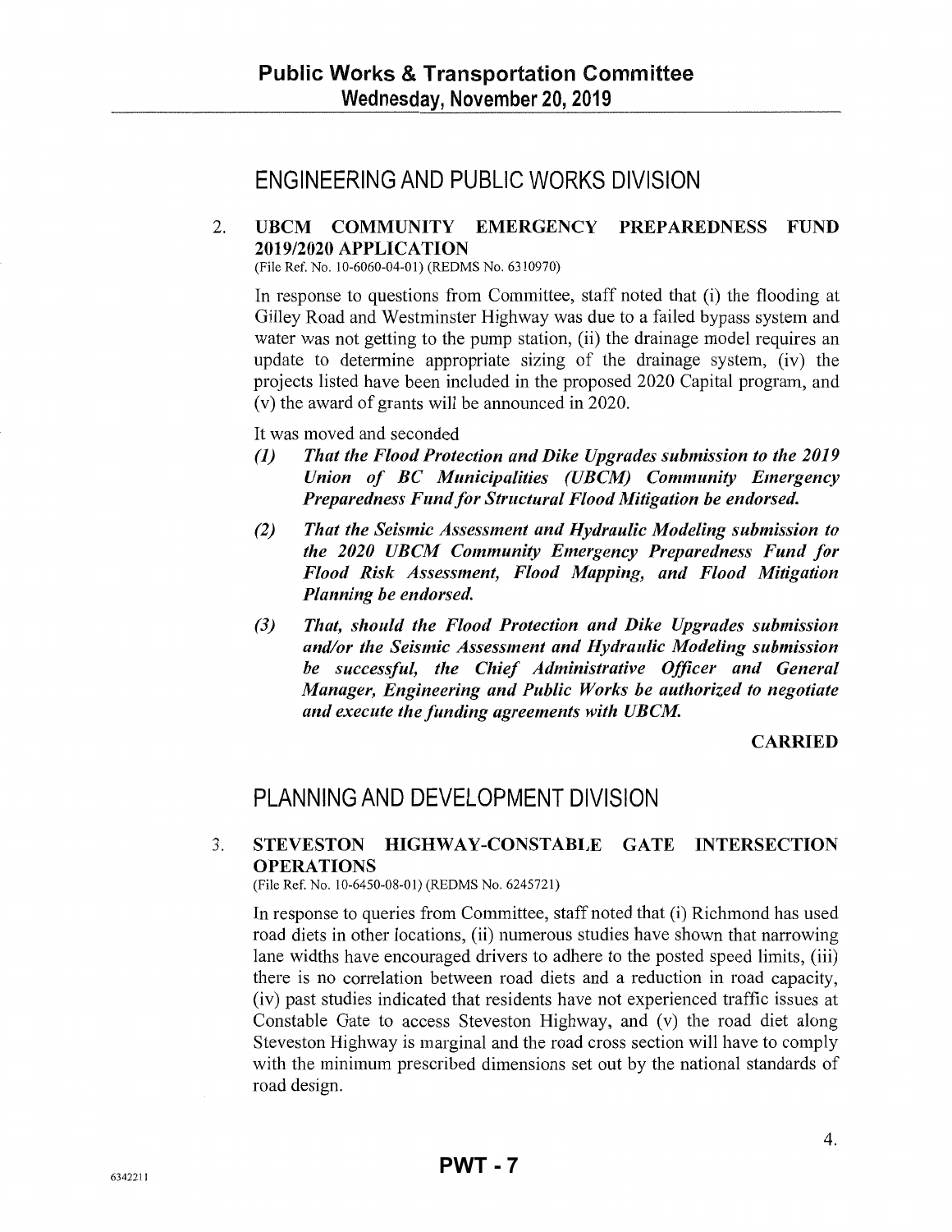## ENGINEERING AND PUBLIC WORKS DIVISION

2. **UBCM COMMUNITY EMERGENCY PREPAREDNESS FUND 2019/2020 APPLICATION**
(File Ref. No. 10-6060-04-01) (REDMS No. 6310970)

In response to questions from Committee, staff noted that (i) the flooding at Gilley Road and Westminster Highway was due to a failed bypass system and water was not getting to the pump station, (ii) the drainage model requires an update to determine appropriate sizing of the drainage system, (iv) the projects listed have been included in the proposed 2020 Capital program, and (v) the award of grants will be announced in 2020.

It was moved and seconded

*(1) That the Flood Protection and Dike Upgrades submission to the 2019 Union of BC Municipalities (UBCM) Community Emergency Preparedness Fund for Structural Flood Mitigation be endorsed.*

*(2) That the Seismic Assessment and Hydraulic Modeling submission to the 2020 UBCM Community Emergency Preparedness Fund for Flood Risk Assessment, Flood Mapping, and Flood Mitigation Planning be endorsed.*

*(3) That, should the Flood Protection and Dike Upgrades submission and/or the Seismic Assessment and Hydraulic Modeling submission be successful, the Chief Administrative Officer and General Manager, Engineering and Public Works be authorized to negotiate and execute the funding agreements with UBCM.*

**CARRIED**

## PLANNING AND DEVELOPMENT DIVISION

3. **STEVESTON HIGHWAY-CONSTABLE GATE INTERSECTION OPERATIONS**
(File Ref. No. 10-6450-08-01) (REDMS No. 6245721)

In response to queries from Committee, staff noted that (i) Richmond has used road diets in other locations, (ii) numerous studies have shown that narrowing lane widths have encouraged drivers to adhere to the posted speed limits, (iii) there is no correlation between road diets and a reduction in road capacity, (iv) past studies indicated that residents have not experienced traffic issues at Constable Gate to access Steveston Highway, and (v) the road diet along Steveston Highway is marginal and the road cross section will have to comply with the minimum prescribed dimensions set out by the national standards of road design.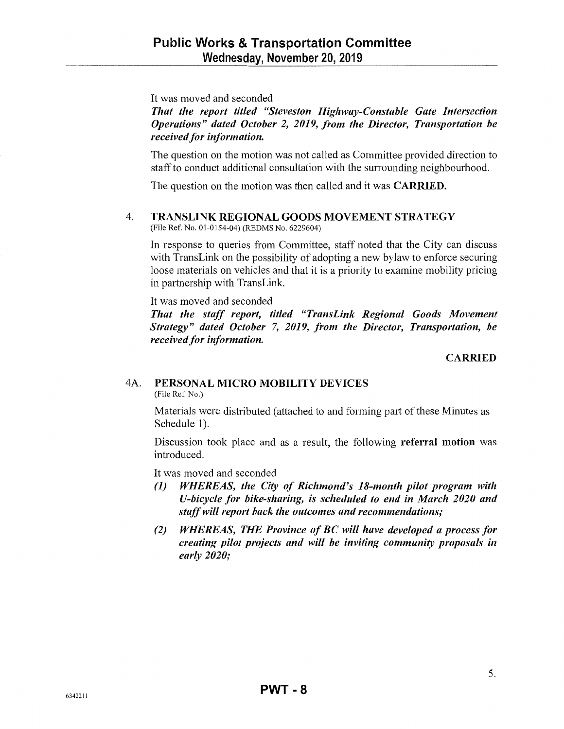It was moved and seconded

***That the report titled "Steveston Highway-Constable Gate Intersection Operations" dated October 2, 2019, from the Director, Transportation be received for information.***

The question on the motion was not called as Committee provided direction to staff to conduct additional consultation with the surrounding neighbourhood.

The question on the motion was then called and it was **CARRIED.**

## 4. TRANSLINK REGIONAL GOODS MOVEMENT STRATEGY

(File Ref. No. 01-0154-04) (REDMS No. 6229604)

In response to queries from Committee, staff noted that the City can discuss with TransLink on the possibility of adopting a new bylaw to enforce securing loose materials on vehicles and that it is a priority to examine mobility pricing in partnership with TransLink.

It was moved and seconded

***That the staff report, titled "TransLink Regional Goods Movement Strategy" dated October 7, 2019, from the Director, Transportation, be received for information.***

**CARRIED**

## 4A. PERSONAL MICRO MOBILITY DEVICES

(File Ref. No.)

Materials were distributed (attached to and forming part of these Minutes as Schedule 1).

Discussion took place and as a result, the following **referral motion** was introduced.

It was moved and seconded

***(1) WHEREAS, the City of Richmond's 18-month pilot program with U-bicycle for bike-sharing, is scheduled to end in March 2020 and staff will report back the outcomes and recommendations;***

***(2) WHEREAS, THE Province of BC will have developed a process for creating pilot projects and will be inviting community proposals in early 2020;***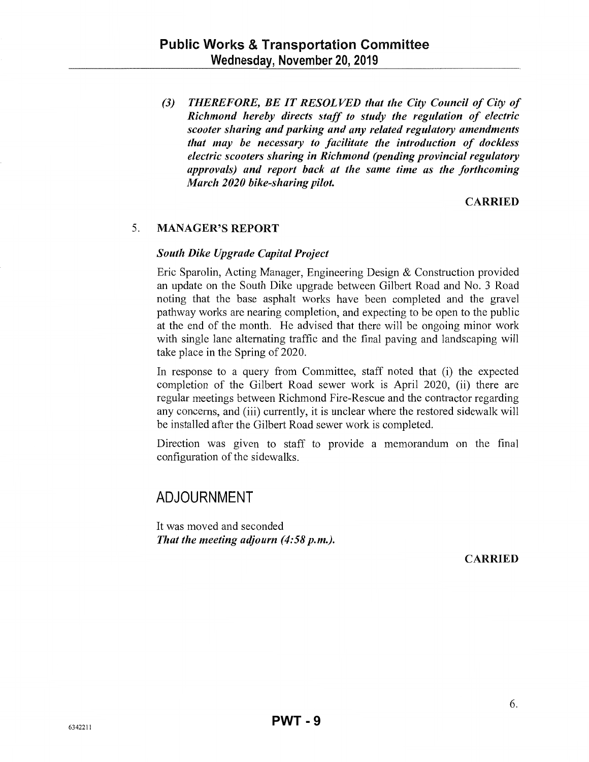*(3) THEREFORE, BE IT RESOLVED that the City Council of City of Richmond hereby directs staff to study the regulation of electric scooter sharing and parking and any related regulatory amendments that may be necessary to facilitate the introduction of dockless electric scooters sharing in Richmond (pending provincial regulatory approvals) and report back at the same time as the forthcoming March 2020 bike-sharing pilot.*

**CARRIED**

## 5. MANAGER'S REPORT

***South Dike Upgrade Capital Project***

Eric Sparolin, Acting Manager, Engineering Design & Construction provided an update on the South Dike upgrade between Gilbert Road and No. 3 Road noting that the base asphalt works have been completed and the gravel pathway works are nearing completion, and expecting to be open to the public at the end of the month. He advised that there will be ongoing minor work with single lane alternating traffic and the final paving and landscaping will take place in the Spring of 2020.

In response to a query from Committee, staff noted that (i) the expected completion of the Gilbert Road sewer work is April 2020, (ii) there are regular meetings between Richmond Fire-Rescue and the contractor regarding any concerns, and (iii) currently, it is unclear where the restored sidewalk will be installed after the Gilbert Road sewer work is completed.

Direction was given to staff to provide a memorandum on the final configuration of the sidewalks.

# ADJOURNMENT

It was moved and seconded
***That the meeting adjourn (4:58 p.m.).***

**CARRIED**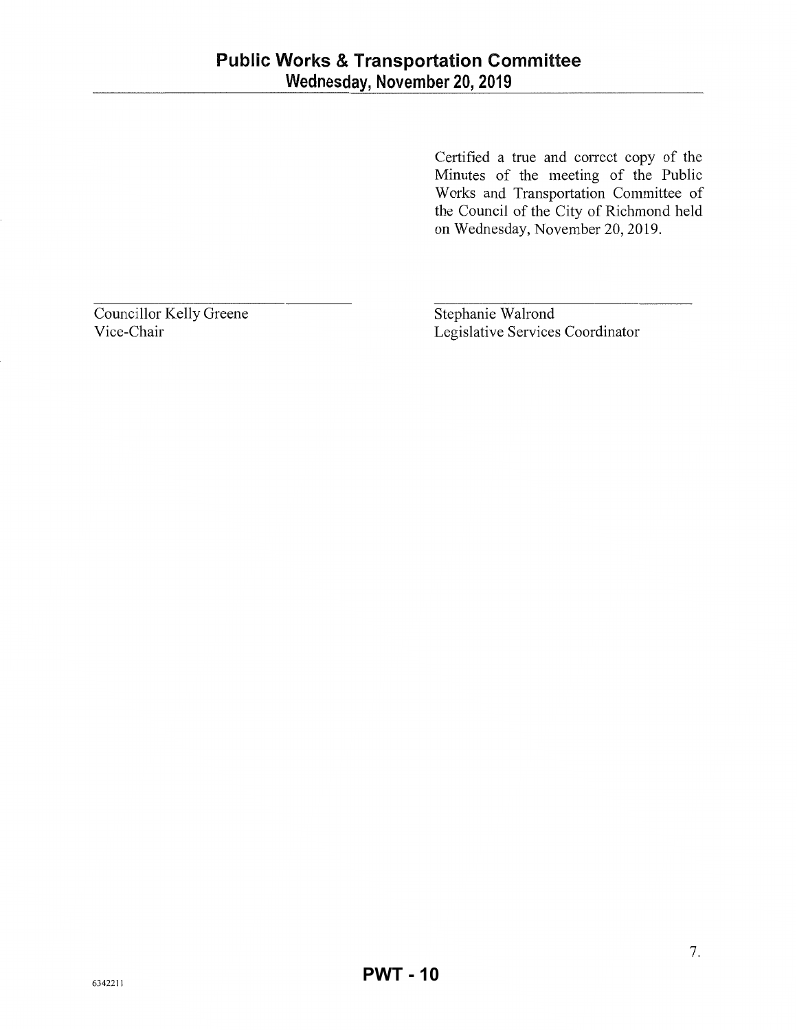Certified a true and correct copy of the Minutes of the meeting of the Public Works and Transportation Committee of the Council of the City of Richmond held on Wednesday, November 20, 2019.

| | |
|---|---|
| \_\_\_\_\_\_\_\_\_\_\_\_\_\_\_\_\_\_\_\_\_\_\_\_\_\_\_\_\_\_ | \_\_\_\_\_\_\_\_\_\_\_\_\_\_\_\_\_\_\_\_\_\_\_\_\_\_\_\_\_\_ |
| Councillor Kelly Greene | Stephanie Walrond |
| Vice-Chair | Legislative Services Coordinator |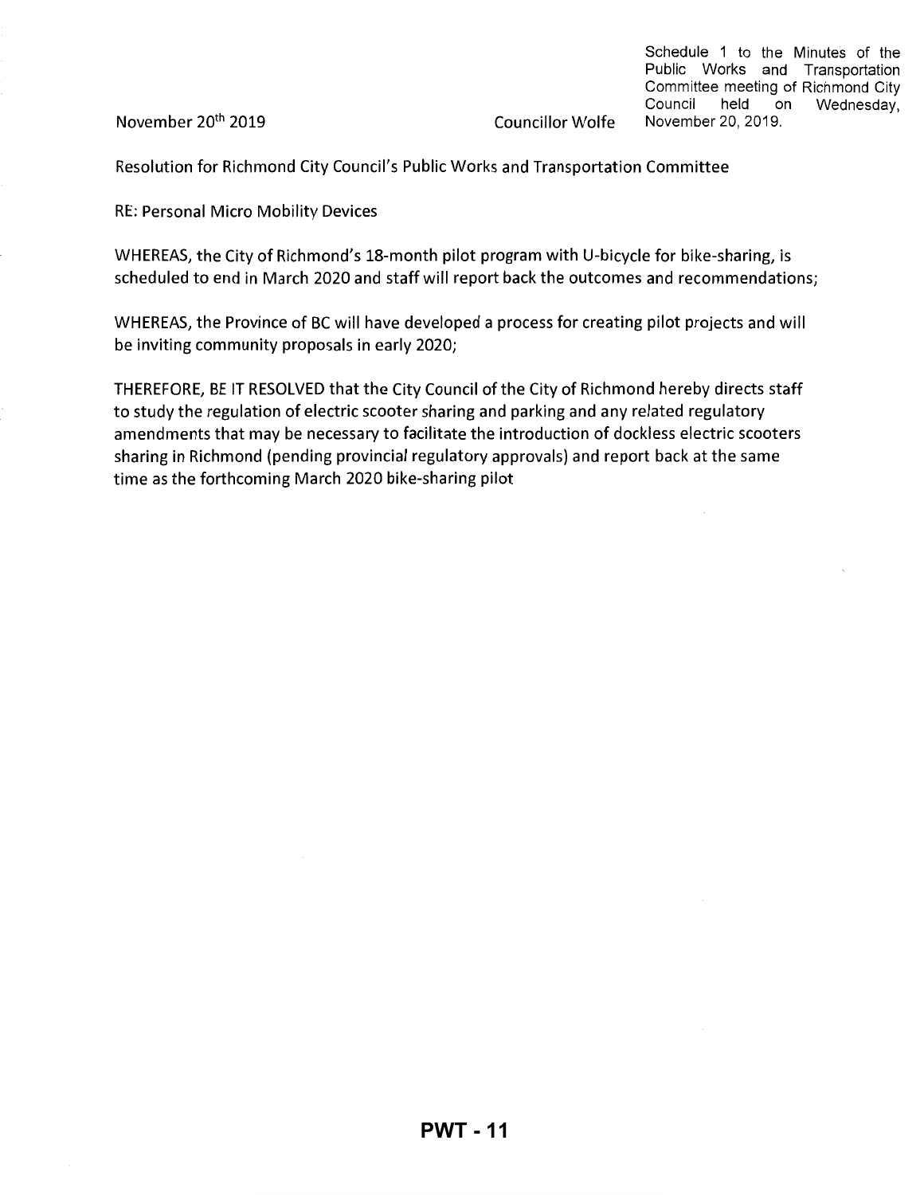Schedule 1 to the Minutes of the Public Works and Transportation Committee meeting of Richmond City Council held on Wednesday, November 20, 2019.

November 20th 2019 Councillor Wolfe

Resolution for Richmond City Council's Public Works and Transportation Committee

RE: Personal Micro Mobility Devices

WHEREAS, the City of Richmond's 18-month pilot program with U-bicycle for bike-sharing, is scheduled to end in March 2020 and staff will report back the outcomes and recommendations;

WHEREAS, the Province of BC will have developed a process for creating pilot projects and will be inviting community proposals in early 2020;

THEREFORE, BE IT RESOLVED that the City Council of the City of Richmond hereby directs staff to study the regulation of electric scooter sharing and parking and any related regulatory amendments that may be necessary to facilitate the introduction of dockless electric scooters sharing in Richmond (pending provincial regulatory approvals) and report back at the same time as the forthcoming March 2020 bike-sharing pilot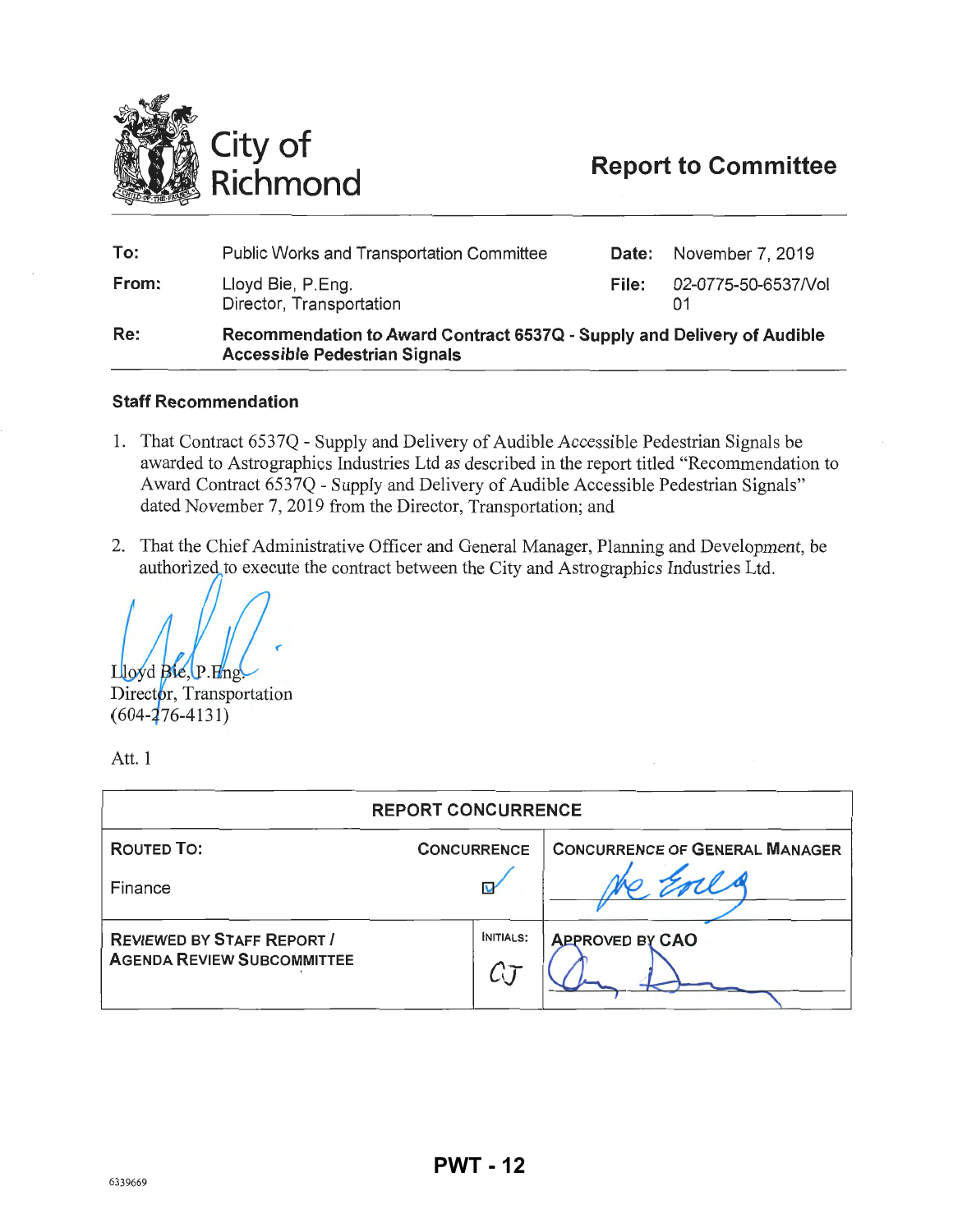City of Richmond

# Report to Committee

| | | | |
|---|---|---|---|
| **To:** | Public Works and Transportation Committee | **Date:** | November 7, 2019 |
| **From:** | Lloyd Bie, P.Eng.<br>Director, Transportation | **File:** | 02-0775-50-6537/Vol 01 |
| **Re:** | **Recommendation to Award Contract 6537Q - Supply and Delivery of Audible Accessible Pedestrian Signals** | | |

## Staff Recommendation

1. That Contract 6537Q - Supply and Delivery of Audible Accessible Pedestrian Signals be awarded to Astrographics Industries Ltd as described in the report titled "Recommendation to Award Contract 6537Q - Supply and Delivery of Audible Accessible Pedestrian Signals" dated November 7, 2019 from the Director, Transportation; and

2. That the Chief Administrative Officer and General Manager, Planning and Development, be authorized to execute the contract between the City and Astrographics Industries Ltd.

Lloyd Bie, P.Eng.
Director, Transportation
(604-276-4131)

Att. 1

| REPORT CONCURRENCE | | |
|---|---|---|
| **ROUTED TO:** | **CONCURRENCE** | **CONCURRENCE OF GENERAL MANAGER** |
| Finance | ☑ | |
| **REVIEWED BY STAFF REPORT / AGENDA REVIEW SUBCOMMITTEE** | **INITIALS:** CJ | **APPROVED BY CAO** |

PWT - 12

6339669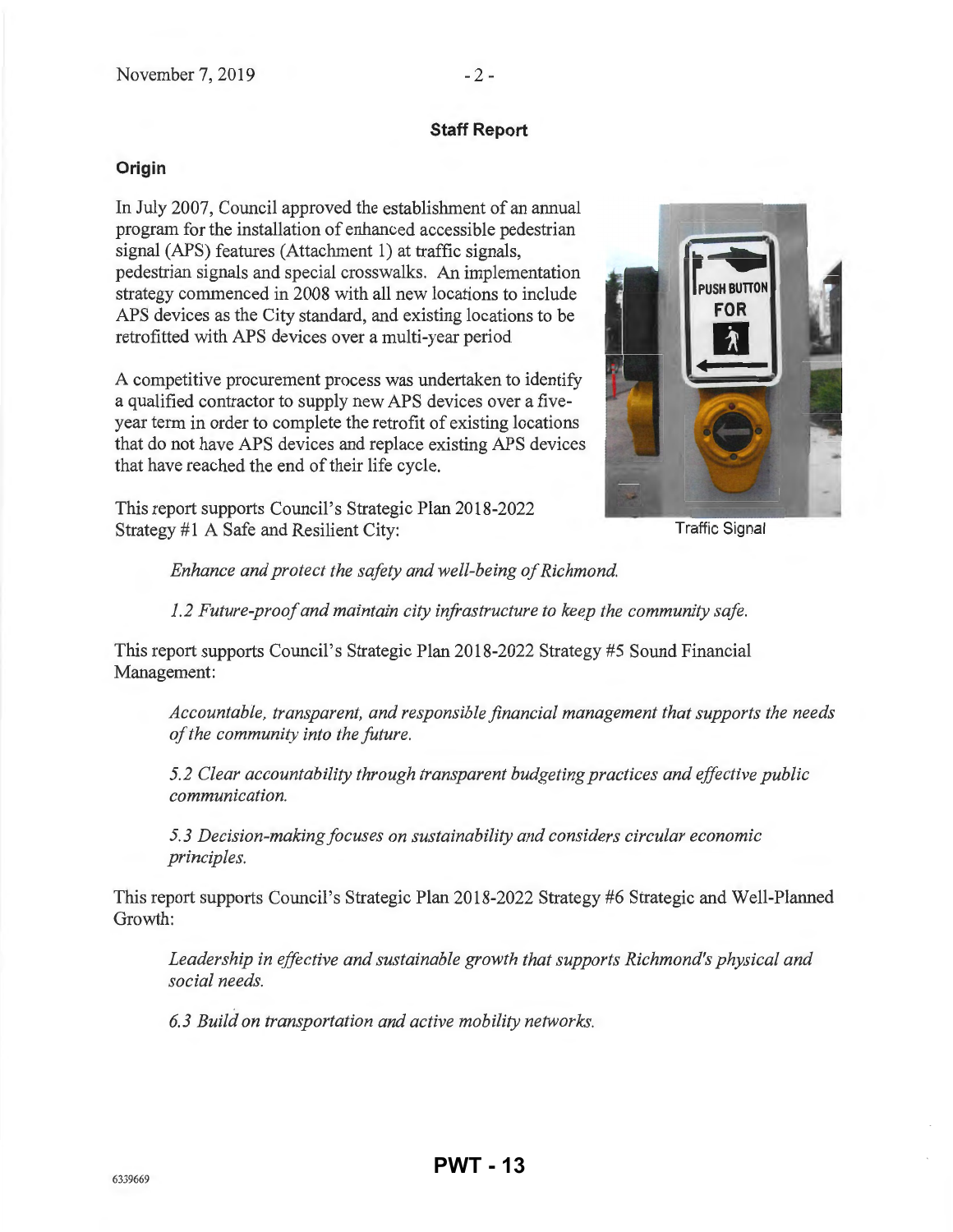## Staff Report

### Origin

In July 2007, Council approved the establishment of an annual program for the installation of enhanced accessible pedestrian signal (APS) features (Attachment 1) at traffic signals, pedestrian signals and special crosswalks. An implementation strategy commenced in 2008 with all new locations to include APS devices as the City standard, and existing locations to be retrofitted with APS devices over a multi-year period

A competitive procurement process was undertaken to identify a qualified contractor to supply new APS devices over a five-year term in order to complete the retrofit of existing locations that do not have APS devices and replace existing APS devices that have reached the end of their life cycle.

Traffic Signal

This report supports Council's Strategic Plan 2018-2022 Strategy #1 A Safe and Resilient City:

> *Enhance and protect the safety and well-being of Richmond.*
>
> *1.2 Future-proof and maintain city infrastructure to keep the community safe.*

This report supports Council's Strategic Plan 2018-2022 Strategy #5 Sound Financial Management:

> *Accountable, transparent, and responsible financial management that supports the needs of the community into the future.*
>
> *5.2 Clear accountability through transparent budgeting practices and effective public communication.*
>
> *5.3 Decision-making focuses on sustainability and considers circular economic principles.*

This report supports Council's Strategic Plan 2018-2022 Strategy #6 Strategic and Well-Planned Growth:

> *Leadership in effective and sustainable growth that supports Richmond's physical and social needs.*
>
> *6.3 Build on transportation and active mobility networks.*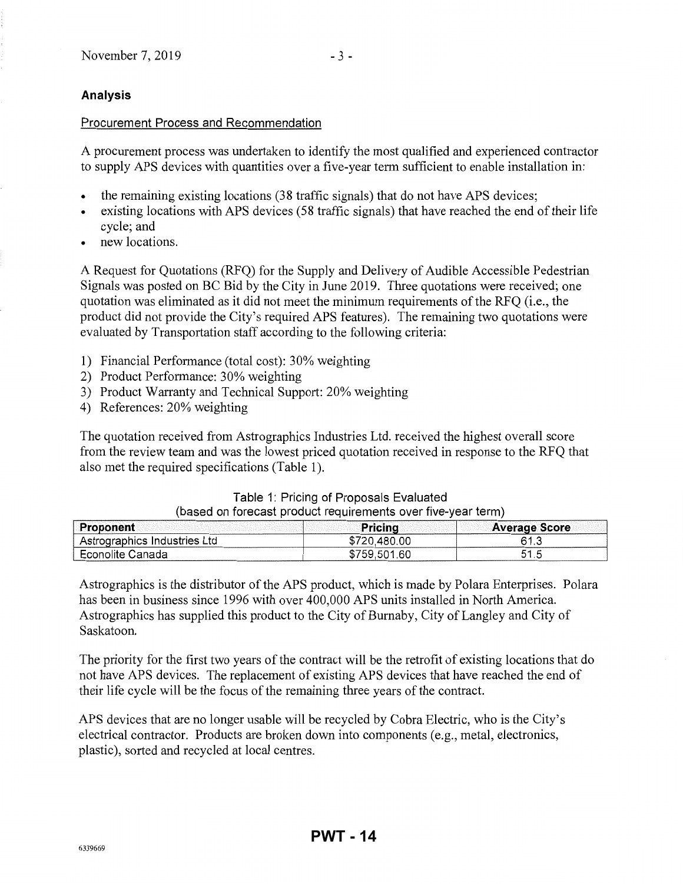## Analysis

### Procurement Process and Recommendation

A procurement process was undertaken to identify the most qualified and experienced contractor to supply APS devices with quantities over a five-year term sufficient to enable installation in:

- the remaining existing locations (38 traffic signals) that do not have APS devices;
- existing locations with APS devices (58 traffic signals) that have reached the end of their life cycle; and
- new locations.

A Request for Quotations (RFQ) for the Supply and Delivery of Audible Accessible Pedestrian Signals was posted on BC Bid by the City in June 2019. Three quotations were received; one quotation was eliminated as it did not meet the minimum requirements of the RFQ (i.e., the product did not provide the City's required APS features). The remaining two quotations were evaluated by Transportation staff according to the following criteria:

1) Financial Performance (total cost): 30% weighting
2) Product Performance: 30% weighting
3) Product Warranty and Technical Support: 20% weighting
4) References: 20% weighting

The quotation received from Astrographics Industries Ltd. received the highest overall score from the review team and was the lowest priced quotation received in response to the RFQ that also met the required specifications (Table 1).

Table 1: Pricing of Proposals Evaluated
(based on forecast product requirements over five-year term)

| Proponent | Pricing | Average Score |
|---|---|---|
| Astrographics Industries Ltd | $720,480.00 | 61.3 |
| Econolite Canada | $759,501.60 | 51.5 |

Astrographics is the distributor of the APS product, which is made by Polara Enterprises. Polara has been in business since 1996 with over 400,000 APS units installed in North America. Astrographics has supplied this product to the City of Burnaby, City of Langley and City of Saskatoon.

The priority for the first two years of the contract will be the retrofit of existing locations that do not have APS devices. The replacement of existing APS devices that have reached the end of their life cycle will be the focus of the remaining three years of the contract.

APS devices that are no longer usable will be recycled by Cobra Electric, who is the City's electrical contractor. Products are broken down into components (e.g., metal, electronics, plastic), sorted and recycled at local centres.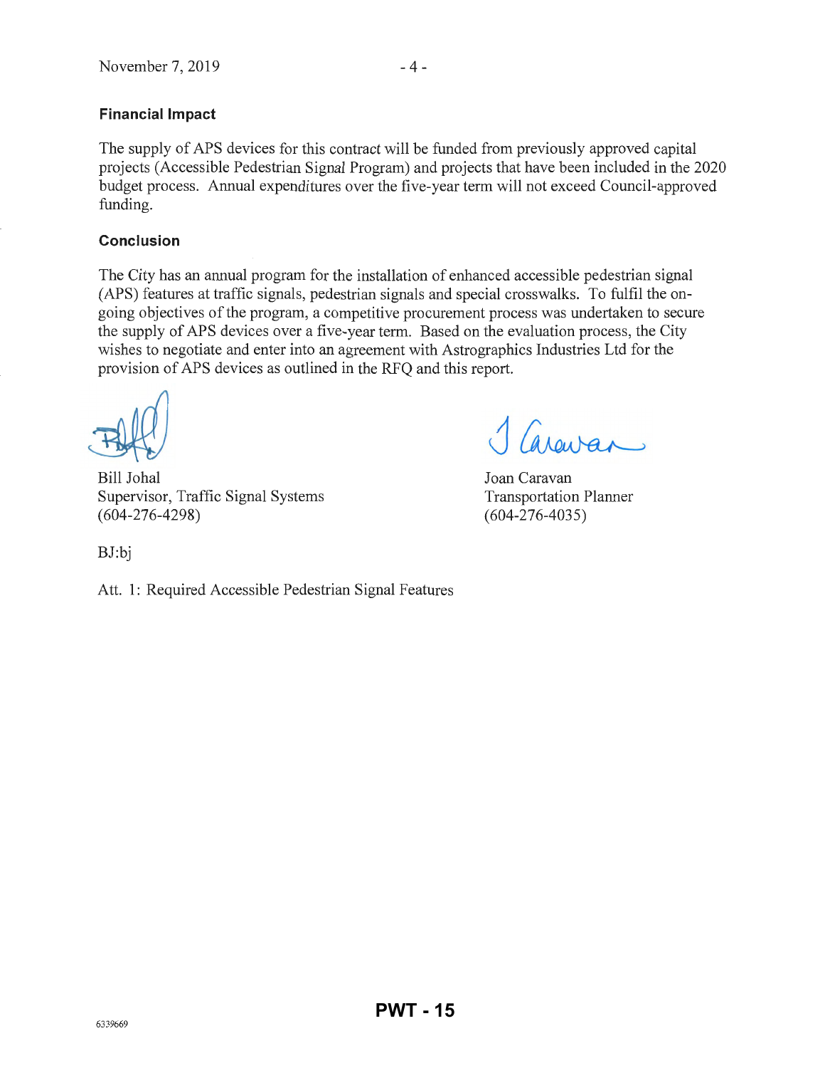### Financial Impact

The supply of APS devices for this contract will be funded from previously approved capital projects (Accessible Pedestrian Signal Program) and projects that have been included in the 2020 budget process. Annual expenditures over the five-year term will not exceed Council-approved funding.

### Conclusion

The City has an annual program for the installation of enhanced accessible pedestrian signal (APS) features at traffic signals, pedestrian signals and special crosswalks. To fulfil the on-going objectives of the program, a competitive procurement process was undertaken to secure the supply of APS devices over a five-year term. Based on the evaluation process, the City wishes to negotiate and enter into an agreement with Astrographics Industries Ltd for the provision of APS devices as outlined in the RFQ and this report.

Bill Johal
Supervisor, Traffic Signal Systems
(604-276-4298)

Joan Caravan
Transportation Planner
(604-276-4035)

BJ:bj

Att. 1: Required Accessible Pedestrian Signal Features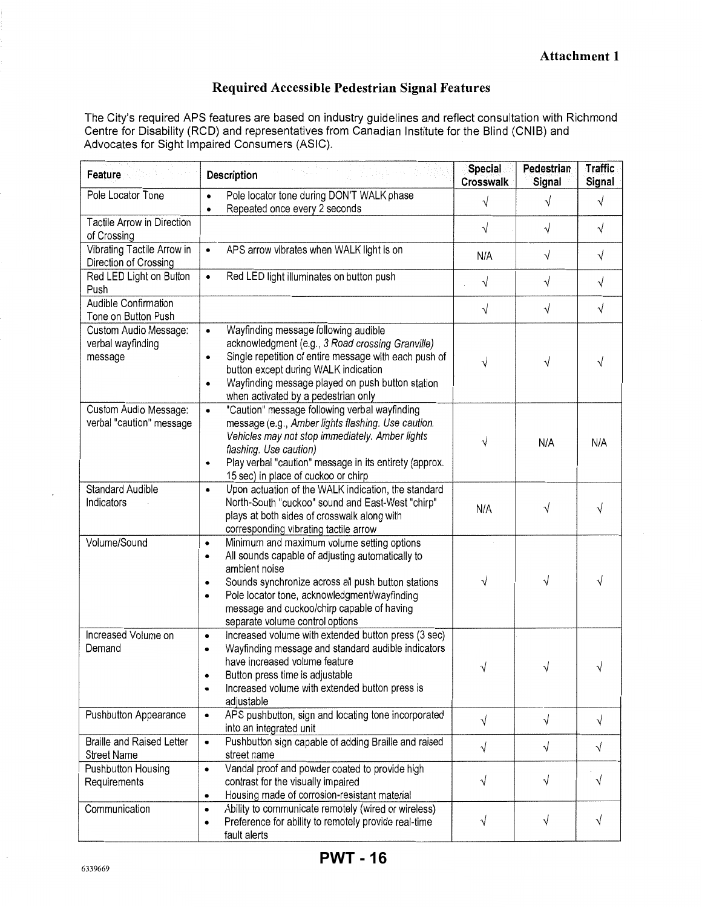**Attachment 1**

## Required Accessible Pedestrian Signal Features

The City's required APS features are based on industry guidelines and reflect consultation with Richmond Centre for Disability (RCD) and representatives from Canadian Institute for the Blind (CNIB) and Advocates for Sight Impaired Consumers (ASIC).

| Feature | Description | Special Crosswalk | Pedestrian Signal | Traffic Signal |
|---|---|---|---|---|
| Pole Locator Tone | • Pole locator tone during DON'T WALK phase<br>• Repeated once every 2 seconds | √ | √ | √ |
| Tactile Arrow in Direction of Crossing | | √ | √ | √ |
| Vibrating Tactile Arrow in Direction of Crossing | • APS arrow vibrates when WALK light is on | N/A | √ | √ |
| Red LED Light on Button Push | • Red LED light illuminates on button push | √ | √ | √ |
| Audible Confirmation Tone on Button Push | | √ | √ | √ |
| Custom Audio Message: verbal wayfinding message | • Wayfinding message following audible acknowledgment (e.g., *3 Road crossing Granville)*<br>• Single repetition of entire message with each push of button except during WALK indication<br>• Wayfinding message played on push button station when activated by a pedestrian only | √ | √ | √ |
| Custom Audio Message: verbal "caution" message | • "Caution" message following verbal wayfinding message (e.g., *Amber lights flashing. Use caution. Vehicles may not stop immediately. Amber lights flashing. Use caution)*<br>• Play verbal "caution" message in its entirety (approx. 15 sec) in place of cuckoo or chirp | √ | N/A | N/A |
| Standard Audible Indicators | • Upon actuation of the WALK indication, the standard North-South "cuckoo" sound and East-West "chirp" plays at both sides of crosswalk along with corresponding vibrating tactile arrow | N/A | √ | √ |
| Volume/Sound | • Minimum and maximum volume setting options<br>• All sounds capable of adjusting automatically to ambient noise<br>• Sounds synchronize across all push button stations<br>• Pole locator tone, acknowledgment/wayfinding message and cuckoo/chirp capable of having separate volume control options | √ | √ | √ |
| Increased Volume on Demand | • Increased volume with extended button press (3 sec)<br>• Wayfinding message and standard audible indicators have increased volume feature<br>• Button press time is adjustable<br>• Increased volume with extended button press is adjustable | √ | √ | √ |
| Pushbutton Appearance | • APS pushbutton, sign and locating tone incorporated into an integrated unit | √ | √ | √ |
| Braille and Raised Letter Street Name | • Pushbutton sign capable of adding Braille and raised street name | √ | √ | √ |
| Pushbutton Housing Requirements | • Vandal proof and powder coated to provide high contrast for the visually impaired<br>• Housing made of corrosion-resistant material | √ | √ | √ |
| Communication | • Ability to communicate remotely (wired or wireless)<br>• Preference for ability to remotely provide real-time fault alerts | √ | √ | √ |

6339669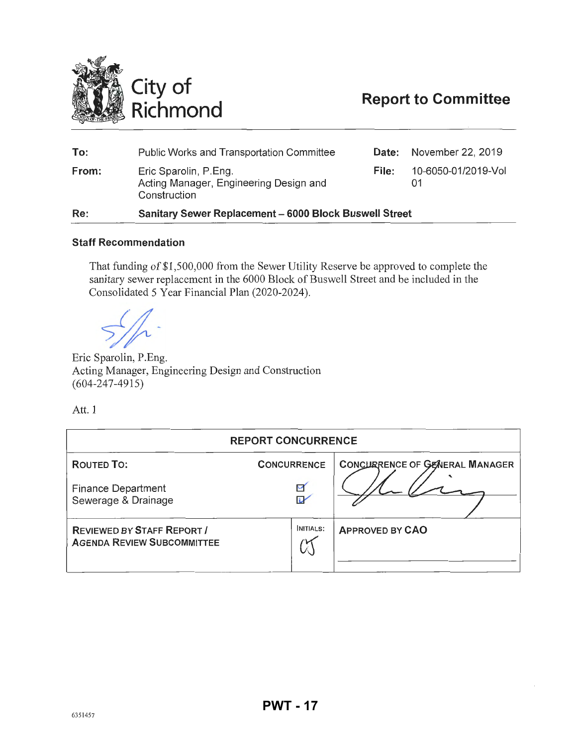# City of Richmond

## Report to Committee

| | | | |
|---|---|---|---|
| **To:** | Public Works and Transportation Committee | **Date:** | November 22, 2019 |
| **From:** | Eric Sparolin, P.Eng. Acting Manager, Engineering Design and Construction | **File:** | 10-6050-01/2019-Vol 01 |
| **Re:** | **Sanitary Sewer Replacement – 6000 Block Buswell Street** | | |

### Staff Recommendation

That funding of $1,500,000 from the Sewer Utility Reserve be approved to complete the sanitary sewer replacement in the 6000 Block of Buswell Street and be included in the Consolidated 5 Year Financial Plan (2020-2024).

Eric Sparolin, P.Eng.
Acting Manager, Engineering Design and Construction
(604-247-4915)

Att. 1

| REPORT CONCURRENCE | | |
|---|---|---|
| **ROUTED TO:** | **CONCURRENCE** | **CONCURRENCE OF GENERAL MANAGER** |
| Finance Department | ☑ | |
| Sewerage & Drainage | ☑ | |
| **REVIEWED BY STAFF REPORT / AGENDA REVIEW SUBCOMMITTEE** | INITIALS: CJ | **APPROVED BY CAO** |

6351457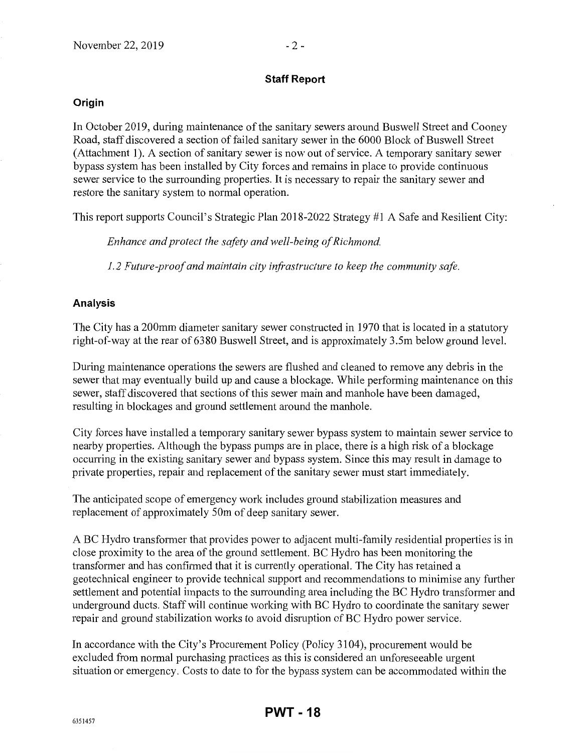## Staff Report

### Origin

In October 2019, during maintenance of the sanitary sewers around Buswell Street and Cooney Road, staff discovered a section of failed sanitary sewer in the 6000 Block of Buswell Street (Attachment 1). A section of sanitary sewer is now out of service. A temporary sanitary sewer bypass system has been installed by City forces and remains in place to provide continuous sewer service to the surrounding properties. It is necessary to repair the sanitary sewer and restore the sanitary system to normal operation.

This report supports Council's Strategic Plan 2018-2022 Strategy #1 A Safe and Resilient City:

> *Enhance and protect the safety and well-being of Richmond.*
>
> *1.2 Future-proof and maintain city infrastructure to keep the community safe.*

### Analysis

The City has a 200mm diameter sanitary sewer constructed in 1970 that is located in a statutory right-of-way at the rear of 6380 Buswell Street, and is approximately 3.5m below ground level.

During maintenance operations the sewers are flushed and cleaned to remove any debris in the sewer that may eventually build up and cause a blockage. While performing maintenance on this sewer, staff discovered that sections of this sewer main and manhole have been damaged, resulting in blockages and ground settlement around the manhole.

City forces have installed a temporary sanitary sewer bypass system to maintain sewer service to nearby properties. Although the bypass pumps are in place, there is a high risk of a blockage occurring in the existing sanitary sewer and bypass system. Since this may result in damage to private properties, repair and replacement of the sanitary sewer must start immediately.

The anticipated scope of emergency work includes ground stabilization measures and replacement of approximately 50m of deep sanitary sewer.

A BC Hydro transformer that provides power to adjacent multi-family residential properties is in close proximity to the area of the ground settlement. BC Hydro has been monitoring the transformer and has confirmed that it is currently operational. The City has retained a geotechnical engineer to provide technical support and recommendations to minimise any further settlement and potential impacts to the surrounding area including the BC Hydro transformer and underground ducts. Staff will continue working with BC Hydro to coordinate the sanitary sewer repair and ground stabilization works to avoid disruption of BC Hydro power service.

In accordance with the City's Procurement Policy (Policy 3104), procurement would be excluded from normal purchasing practices as this is considered an unforeseeable urgent situation or emergency. Costs to date to for the bypass system can be accommodated within the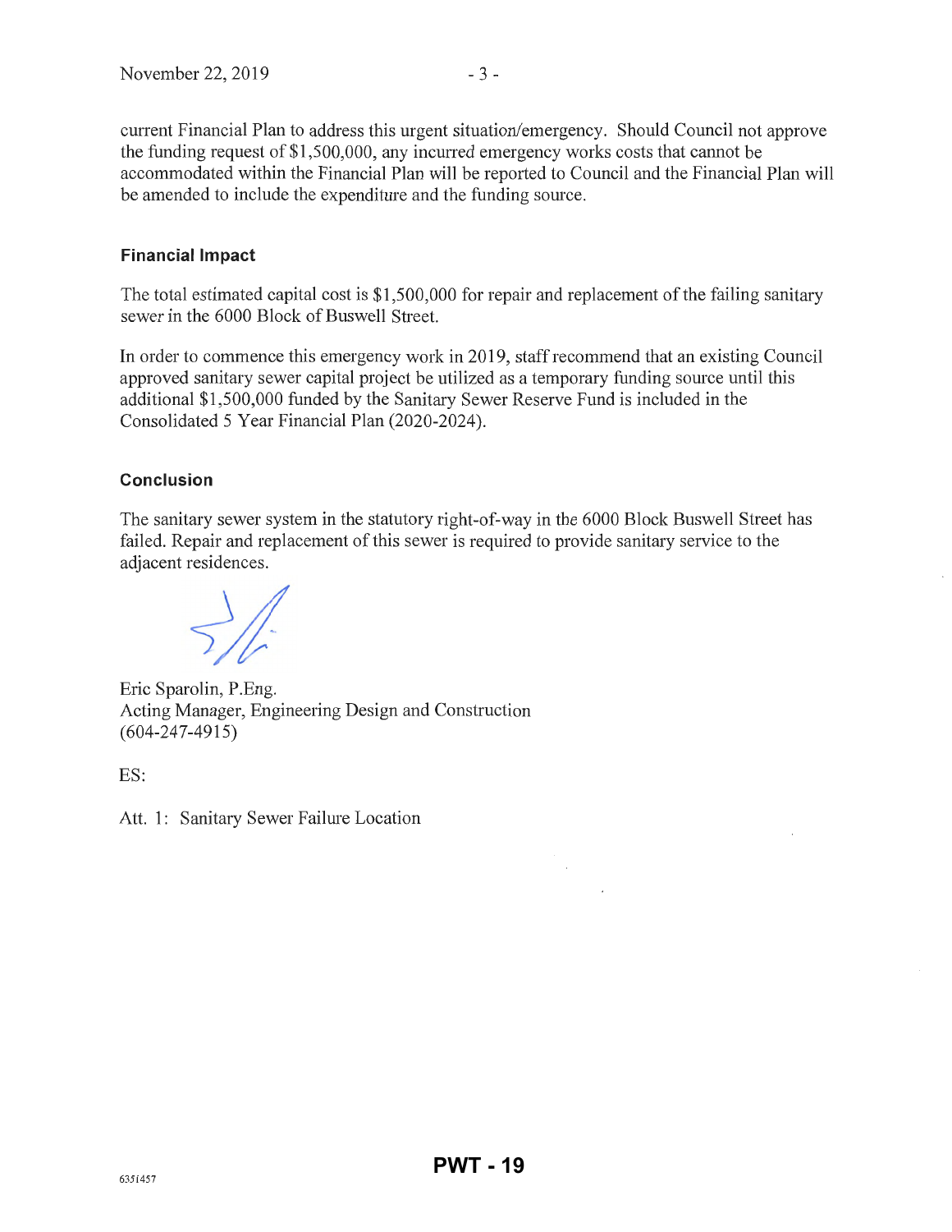current Financial Plan to address this urgent situation/emergency. Should Council not approve the funding request of $1,500,000, any incurred emergency works costs that cannot be accommodated within the Financial Plan will be reported to Council and the Financial Plan will be amended to include the expenditure and the funding source.

### Financial Impact

The total estimated capital cost is $1,500,000 for repair and replacement of the failing sanitary sewer in the 6000 Block of Buswell Street.

In order to commence this emergency work in 2019, staff recommend that an existing Council approved sanitary sewer capital project be utilized as a temporary funding source until this additional $1,500,000 funded by the Sanitary Sewer Reserve Fund is included in the Consolidated 5 Year Financial Plan (2020-2024).

### Conclusion

The sanitary sewer system in the statutory right-of-way in the 6000 Block Buswell Street has failed. Repair and replacement of this sewer is required to provide sanitary service to the adjacent residences.

Eric Sparolin, P.Eng.
Acting Manager, Engineering Design and Construction
(604-247-4915)

ES:

Att. 1: Sanitary Sewer Failure Location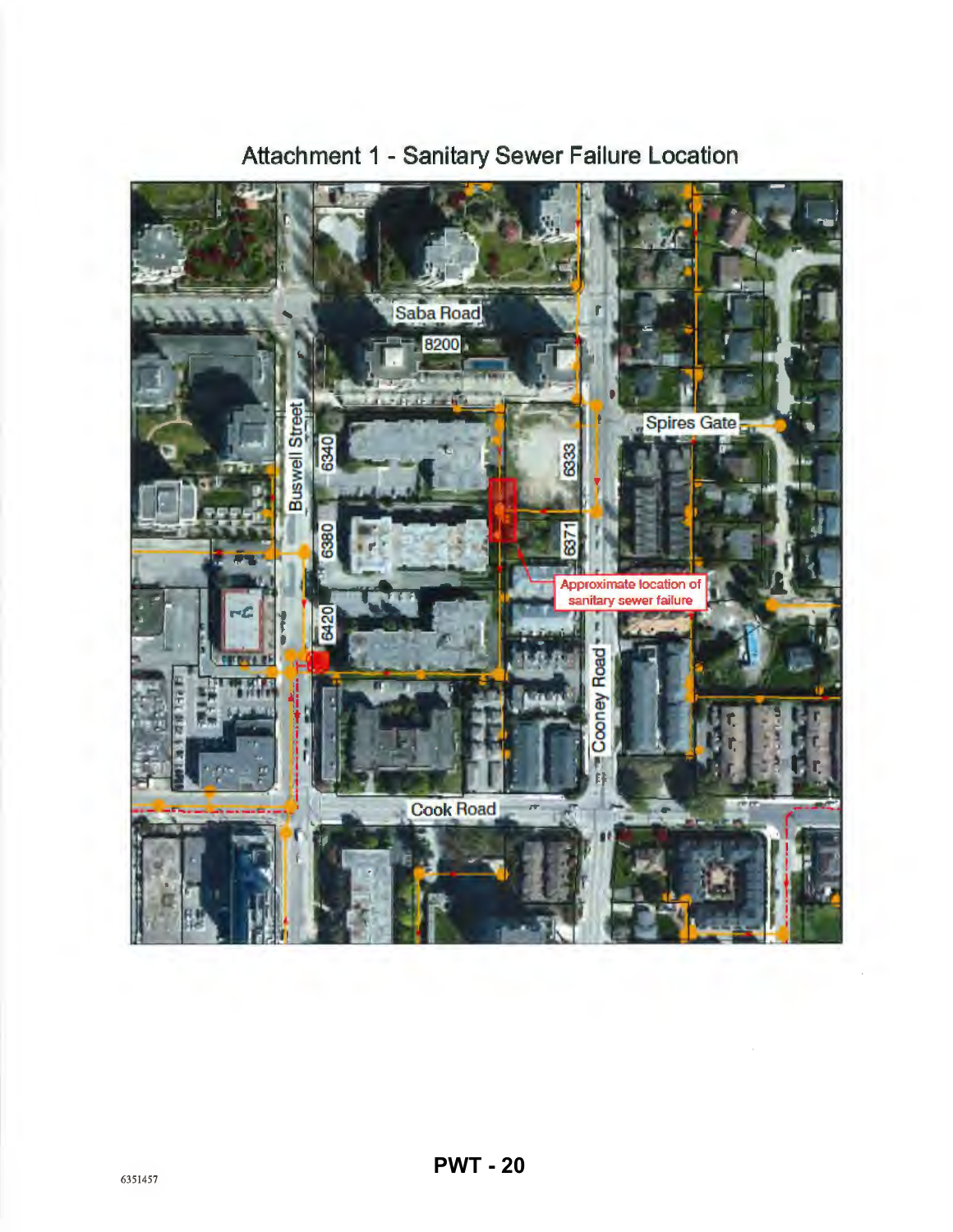# Attachment 1 - Sanitary Sewer Failure Location

Saba Road

8200

Buswell Street

6340

6380

6420

6333

6371

Spires Gate

Approximate location of sanitary sewer failure

Cooney Road

Cook Road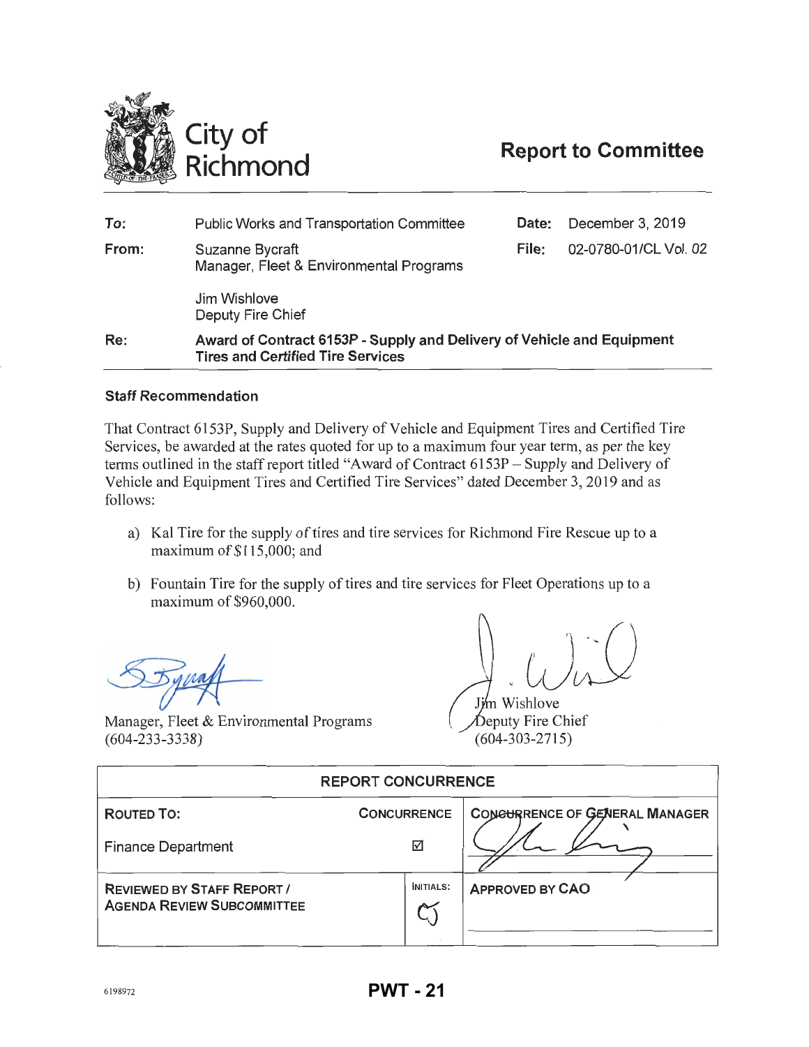City of Richmond

# Report to Committee

| | | | |
|---|---|---|---|
| **To:** | Public Works and Transportation Committee | **Date:** | December 3, 2019 |
| **From:** | Suzanne Bycraft<br>Manager, Fleet & Environmental Programs<br><br>Jim Wishlove<br>Deputy Fire Chief | **File:** | 02-0780-01/CL Vol. 02 |
| **Re:** | **Award of Contract 6153P - Supply and Delivery of Vehicle and Equipment Tires and Certified Tire Services** | | |

## Staff Recommendation

That Contract 6153P, Supply and Delivery of Vehicle and Equipment Tires and Certified Tire Services, be awarded at the rates quoted for up to a maximum four year term, as per the key terms outlined in the staff report titled "Award of Contract 6153P – Supply and Delivery of Vehicle and Equipment Tires and Certified Tire Services" dated December 3, 2019 and as follows:

a) Kal Tire for the supply of tires and tire services for Richmond Fire Rescue up to a maximum of $115,000; and

b) Fountain Tire for the supply of tires and tire services for Fleet Operations up to a maximum of $960,000.

Manager, Fleet & Environmental Programs
(604-233-3338)

Jim Wishlove
Deputy Fire Chief
(604-303-2715)

| REPORT CONCURRENCE | | |
|---|---|---|
| **ROUTED TO:** | **CONCURRENCE** | **CONCURRENCE OF GENERAL MANAGER** |
| Finance Department | ☑ | |
| **REVIEWED BY STAFF REPORT / AGENDA REVIEW SUBCOMMITTEE** | **INITIALS:** CJ | **APPROVED BY CAO** |

6198972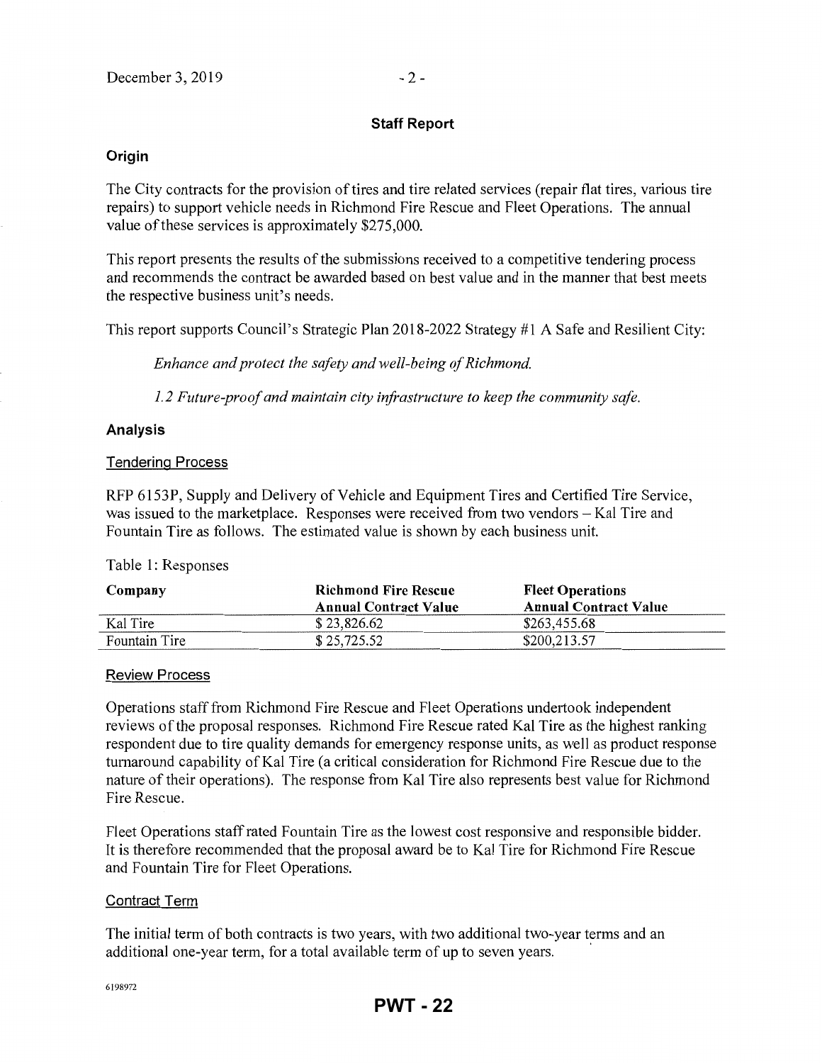## Staff Report

### Origin

The City contracts for the provision of tires and tire related services (repair flat tires, various tire repairs) to support vehicle needs in Richmond Fire Rescue and Fleet Operations. The annual value of these services is approximately $275,000.

This report presents the results of the submissions received to a competitive tendering process and recommends the contract be awarded based on best value and in the manner that best meets the respective business unit's needs.

This report supports Council's Strategic Plan 2018-2022 Strategy #1 A Safe and Resilient City:

*Enhance and protect the safety and well-being of Richmond.*

*1.2 Future-proof and maintain city infrastructure to keep the community safe.*

### Analysis

#### Tendering Process

RFP 6153P, Supply and Delivery of Vehicle and Equipment Tires and Certified Tire Service, was issued to the marketplace. Responses were received from two vendors – Kal Tire and Fountain Tire as follows. The estimated value is shown by each business unit.

Table 1: Responses

| Company | Richmond Fire Rescue Annual Contract Value | Fleet Operations Annual Contract Value |
| --- | --- | --- |
| Kal Tire | $ 23,826.62 | $263,455.68 |
| Fountain Tire | $ 25,725.52 | $200,213.57 |

#### Review Process

Operations staff from Richmond Fire Rescue and Fleet Operations undertook independent reviews of the proposal responses. Richmond Fire Rescue rated Kal Tire as the highest ranking respondent due to tire quality demands for emergency response units, as well as product response turnaround capability of Kal Tire (a critical consideration for Richmond Fire Rescue due to the nature of their operations). The response from Kal Tire also represents best value for Richmond Fire Rescue.

Fleet Operations staff rated Fountain Tire as the lowest cost responsive and responsible bidder. It is therefore recommended that the proposal award be to Kal Tire for Richmond Fire Rescue and Fountain Tire for Fleet Operations.

#### Contract Term

The initial term of both contracts is two years, with two additional two-year terms and an additional one-year term, for a total available term of up to seven years.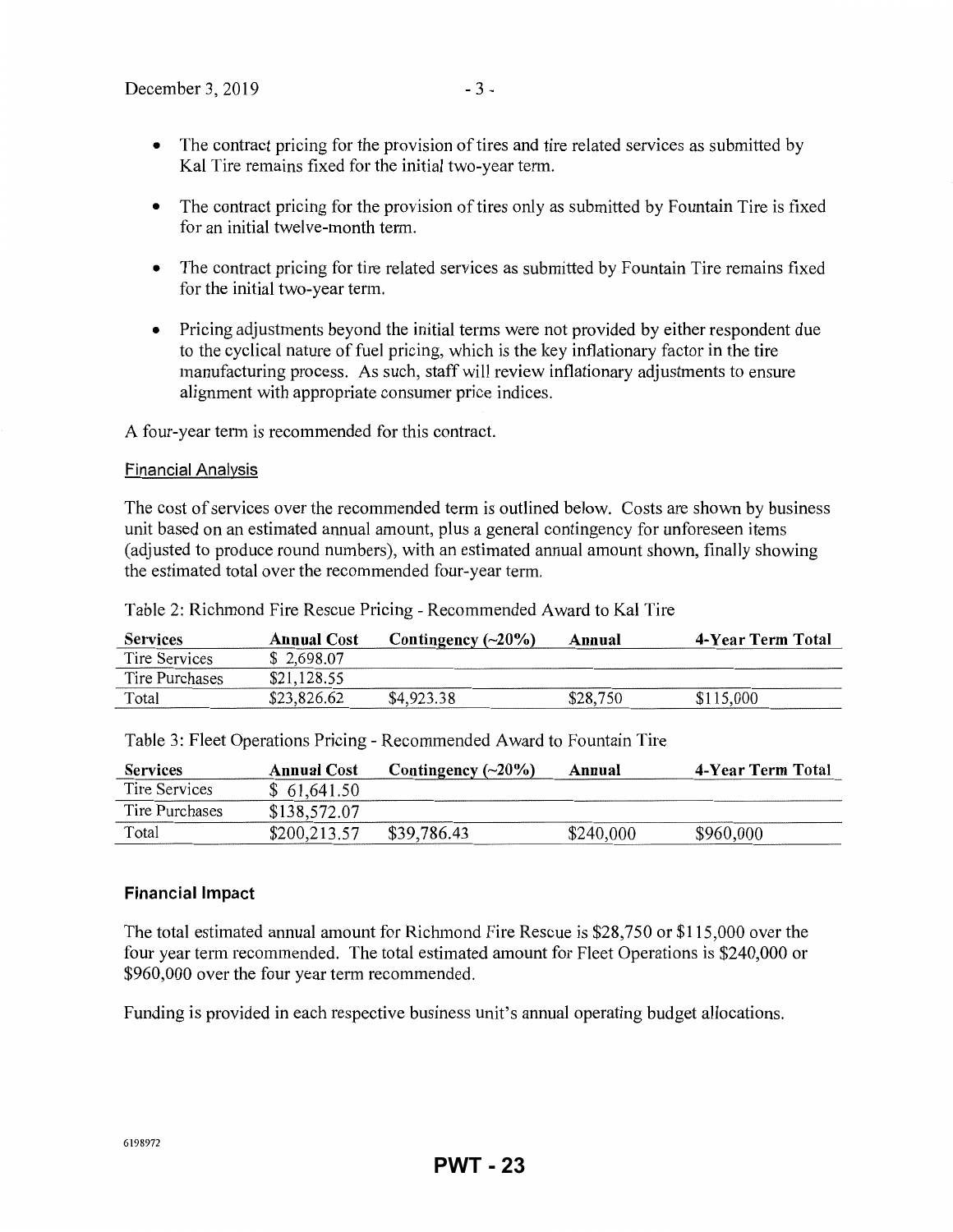- The contract pricing for the provision of tires and tire related services as submitted by Kal Tire remains fixed for the initial two-year term.
- The contract pricing for the provision of tires only as submitted by Fountain Tire is fixed for an initial twelve-month term.
- The contract pricing for tire related services as submitted by Fountain Tire remains fixed for the initial two-year term.
- Pricing adjustments beyond the initial terms were not provided by either respondent due to the cyclical nature of fuel pricing, which is the key inflationary factor in the tire manufacturing process. As such, staff will review inflationary adjustments to ensure alignment with appropriate consumer price indices.

A four-year term is recommended for this contract.

### Financial Analysis

The cost of services over the recommended term is outlined below. Costs are shown by business unit based on an estimated annual amount, plus a general contingency for unforeseen items (adjusted to produce round numbers), with an estimated annual amount shown, finally showing the estimated total over the recommended four-year term.

Table 2: Richmond Fire Rescue Pricing - Recommended Award to Kal Tire

| Services | Annual Cost | Contingency (~20%) | Annual | 4-Year Term Total |
|---|---|---|---|---|
| Tire Services | $ 2,698.07 | | | |
| Tire Purchases | $21,128.55 | | | |
| Total | $23,826.62 | $4,923.38 | $28,750 | $115,000 |

Table 3: Fleet Operations Pricing - Recommended Award to Fountain Tire

| Services | Annual Cost | Contingency (~20%) | Annual | 4-Year Term Total |
|---|---|---|---|---|
| Tire Services | $ 61,641.50 | | | |
| Tire Purchases | $138,572.07 | | | |
| Total | $200,213.57 | $39,786.43 | $240,000 | $960,000 |

### Financial Impact

The total estimated annual amount for Richmond Fire Rescue is $28,750 or $115,000 over the four year term recommended. The total estimated amount for Fleet Operations is $240,000 or $960,000 over the four year term recommended.

Funding is provided in each respective business unit's annual operating budget allocations.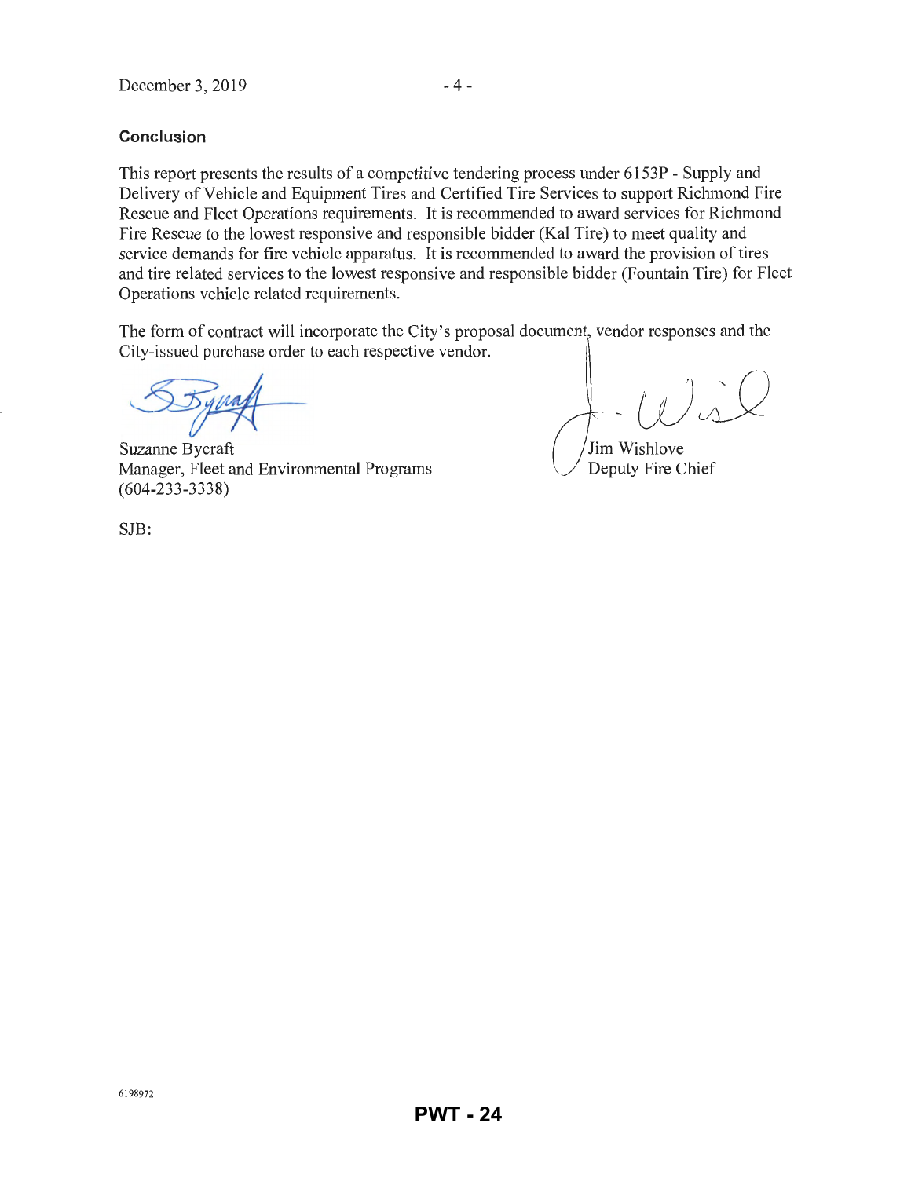## Conclusion

This report presents the results of a competitive tendering process under 6153P - Supply and Delivery of Vehicle and Equipment Tires and Certified Tire Services to support Richmond Fire Rescue and Fleet Operations requirements. It is recommended to award services for Richmond Fire Rescue to the lowest responsive and responsible bidder (Kal Tire) to meet quality and service demands for fire vehicle apparatus. It is recommended to award the provision of tires and tire related services to the lowest responsive and responsible bidder (Fountain Tire) for Fleet Operations vehicle related requirements.

The form of contract will incorporate the City's proposal document, vendor responses and the City-issued purchase order to each respective vendor.

Suzanne Bycraft
Manager, Fleet and Environmental Programs
(604-233-3338)

Jim Wishlove
Deputy Fire Chief

SJB:

6198972